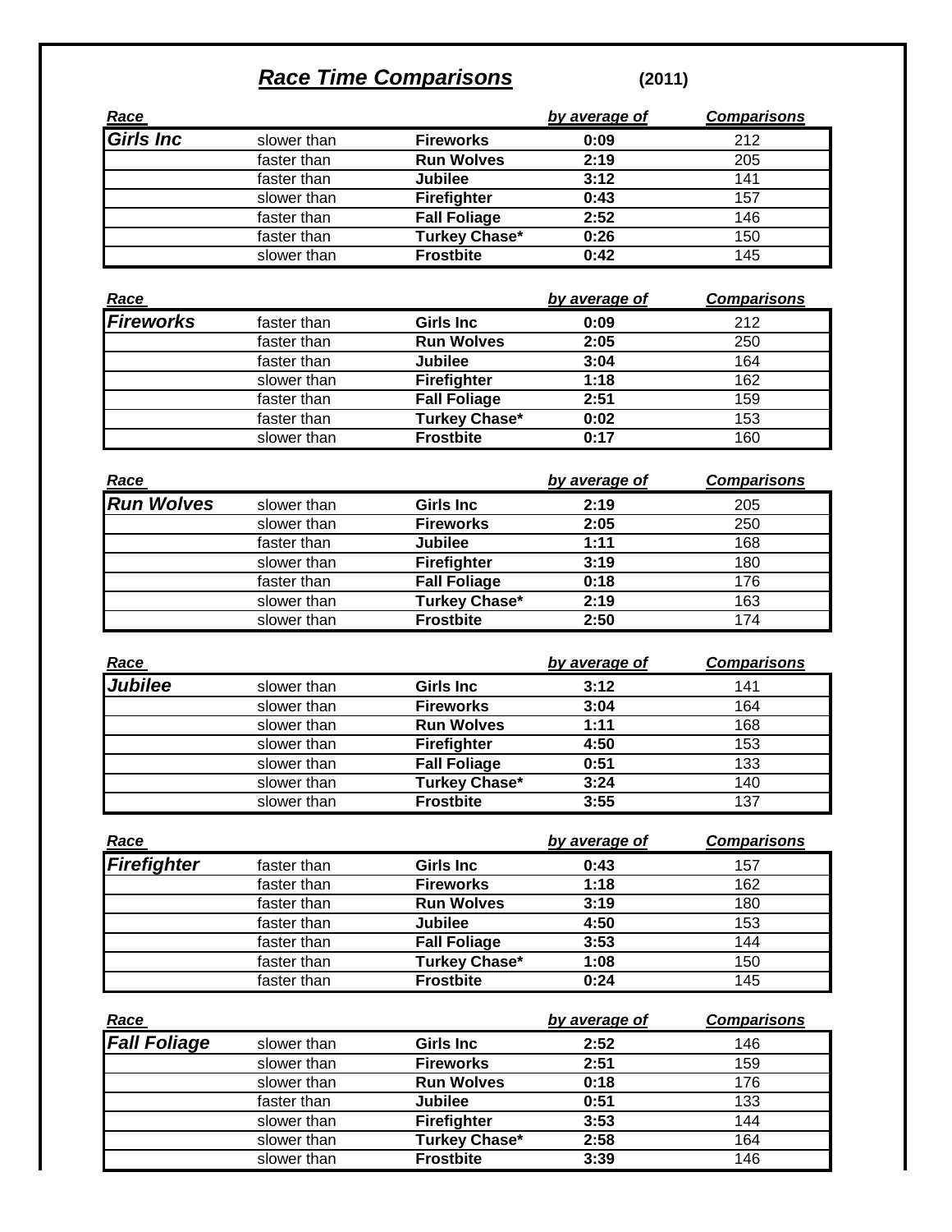# *Race Time Comparisons* (2011)

| Race | | | by average of | Comparisons |
|---|---|---|---|---|
| **Girls Inc** | slower than | **Fireworks** | **0:09** | 212 |
| | faster than | **Run Wolves** | **2:19** | 205 |
| | faster than | **Jubilee** | **3:12** | 141 |
| | slower than | **Firefighter** | **0:43** | 157 |
| | faster than | **Fall Foliage** | **2:52** | 146 |
| | faster than | **Turkey Chase*** | **0:26** | 150 |
| | slower than | **Frostbite** | **0:42** | 145 |

| Race | | | by average of | Comparisons |
|---|---|---|---|---|
| **Fireworks** | faster than | **Girls Inc** | **0:09** | 212 |
| | faster than | **Run Wolves** | **2:05** | 250 |
| | faster than | **Jubilee** | **3:04** | 164 |
| | slower than | **Firefighter** | **1:18** | 162 |
| | faster than | **Fall Foliage** | **2:51** | 159 |
| | faster than | **Turkey Chase*** | **0:02** | 153 |
| | slower than | **Frostbite** | **0:17** | 160 |

| Race | | | by average of | Comparisons |
|---|---|---|---|---|
| **Run Wolves** | slower than | **Girls Inc** | **2:19** | 205 |
| | slower than | **Fireworks** | **2:05** | 250 |
| | faster than | **Jubilee** | **1:11** | 168 |
| | slower than | **Firefighter** | **3:19** | 180 |
| | faster than | **Fall Foliage** | **0:18** | 176 |
| | slower than | **Turkey Chase*** | **2:19** | 163 |
| | slower than | **Frostbite** | **2:50** | 174 |

| Race | | | by average of | Comparisons |
|---|---|---|---|---|
| **Jubilee** | slower than | **Girls Inc** | **3:12** | 141 |
| | slower than | **Fireworks** | **3:04** | 164 |
| | slower than | **Run Wolves** | **1:11** | 168 |
| | slower than | **Firefighter** | **4:50** | 153 |
| | slower than | **Fall Foliage** | **0:51** | 133 |
| | slower than | **Turkey Chase*** | **3:24** | 140 |
| | slower than | **Frostbite** | **3:55** | 137 |

| Race | | | by average of | Comparisons |
|---|---|---|---|---|
| **Firefighter** | faster than | **Girls Inc** | **0:43** | 157 |
| | faster than | **Fireworks** | **1:18** | 162 |
| | faster than | **Run Wolves** | **3:19** | 180 |
| | faster than | **Jubilee** | **4:50** | 153 |
| | faster than | **Fall Foliage** | **3:53** | 144 |
| | faster than | **Turkey Chase*** | **1:08** | 150 |
| | faster than | **Frostbite** | **0:24** | 145 |

| Race | | | by average of | Comparisons |
|---|---|---|---|---|
| **Fall Foliage** | slower than | **Girls Inc** | **2:52** | 146 |
| | slower than | **Fireworks** | **2:51** | 159 |
| | slower than | **Run Wolves** | **0:18** | 176 |
| | faster than | **Jubilee** | **0:51** | 133 |
| | slower than | **Firefighter** | **3:53** | 144 |
| | slower than | **Turkey Chase*** | **2:58** | 164 |
| | slower than | **Frostbite** | **3:39** | 146 |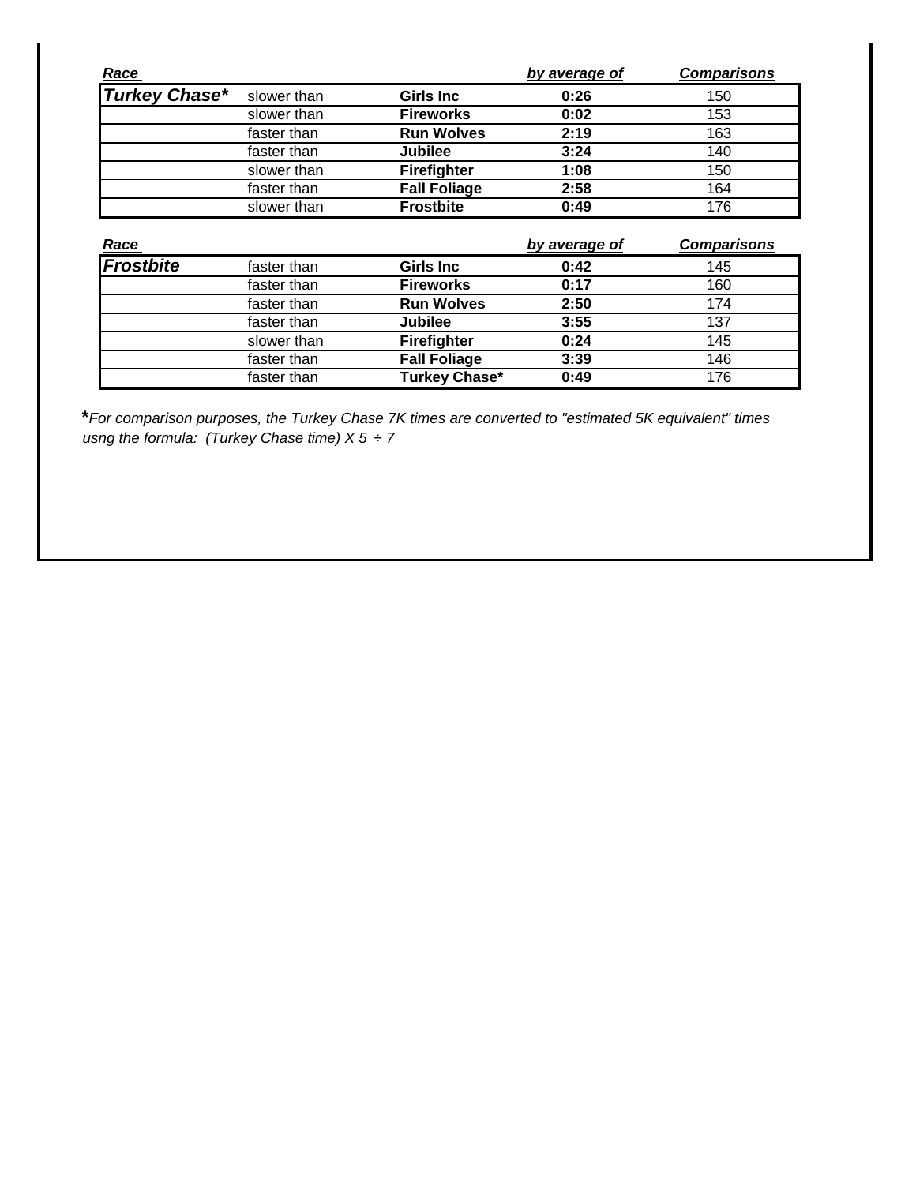| Race | | | by average of | Comparisons |
|---|---|---|---|---|
| **Turkey Chase*** | slower than | **Girls Inc** | **0:26** | 150 |
| | slower than | **Fireworks** | **0:02** | 153 |
| | faster than | **Run Wolves** | **2:19** | 163 |
| | faster than | **Jubilee** | **3:24** | 140 |
| | slower than | **Firefighter** | **1:08** | 150 |
| | faster than | **Fall Foliage** | **2:58** | 164 |
| | slower than | **Frostbite** | **0:49** | 176 |

| Race | | | by average of | Comparisons |
|---|---|---|---|---|
| **Frostbite** | faster than | **Girls Inc** | **0:42** | 145 |
| | faster than | **Fireworks** | **0:17** | 160 |
| | faster than | **Run Wolves** | **2:50** | 174 |
| | faster than | **Jubilee** | **3:55** | 137 |
| | slower than | **Firefighter** | **0:24** | 145 |
| | faster than | **Fall Foliage** | **3:39** | 146 |
| | faster than | **Turkey Chase*** | **0:49** | 176 |

**\***_For comparison purposes, the Turkey Chase 7K times are converted to "estimated 5K equivalent" times usng the formula: (Turkey Chase time) X 5 ÷ 7_